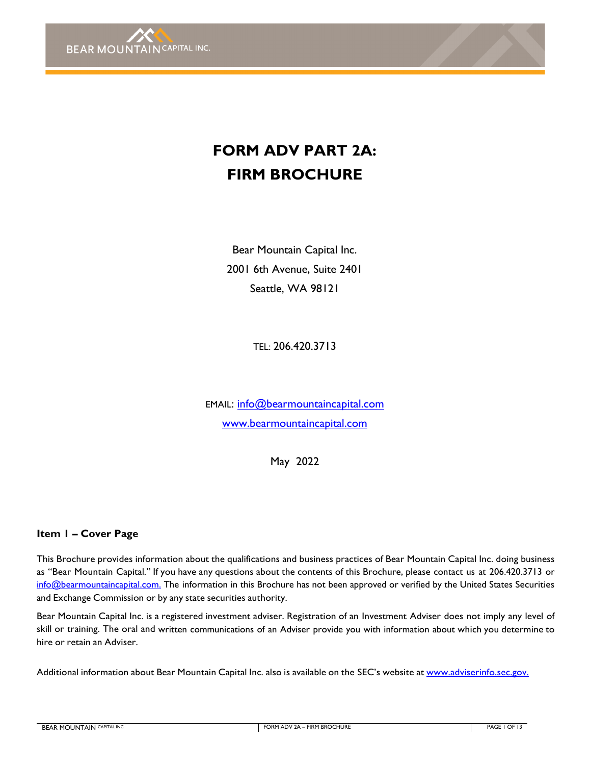# FORM ADV PART 2A: FIRM BROCHURE

Bear Mountain Capital Inc.
2001 6th Avenue, Suite 2401
Seattle, WA 98121

TEL: 206.420.3713

EMAIL: info@bearmountaincapital.com
www.bearmountaincapital.com

May 2022

### Item 1 – Cover Page

This Brochure provides information about the qualifications and business practices of Bear Mountain Capital Inc. doing business as "Bear Mountain Capital." If you have any questions about the contents of this Brochure, please contact us at 206.420.3713 or info@bearmountaincapital.com. The information in this Brochure has not been approved or verified by the United States Securities and Exchange Commission or by any state securities authority.

Bear Mountain Capital Inc. is a registered investment adviser. Registration of an Investment Adviser does not imply any level of skill or training. The oral and written communications of an Adviser provide you with information about which you determine to hire or retain an Adviser.

Additional information about Bear Mountain Capital Inc. also is available on the SEC's website at www.adviserinfo.sec.gov.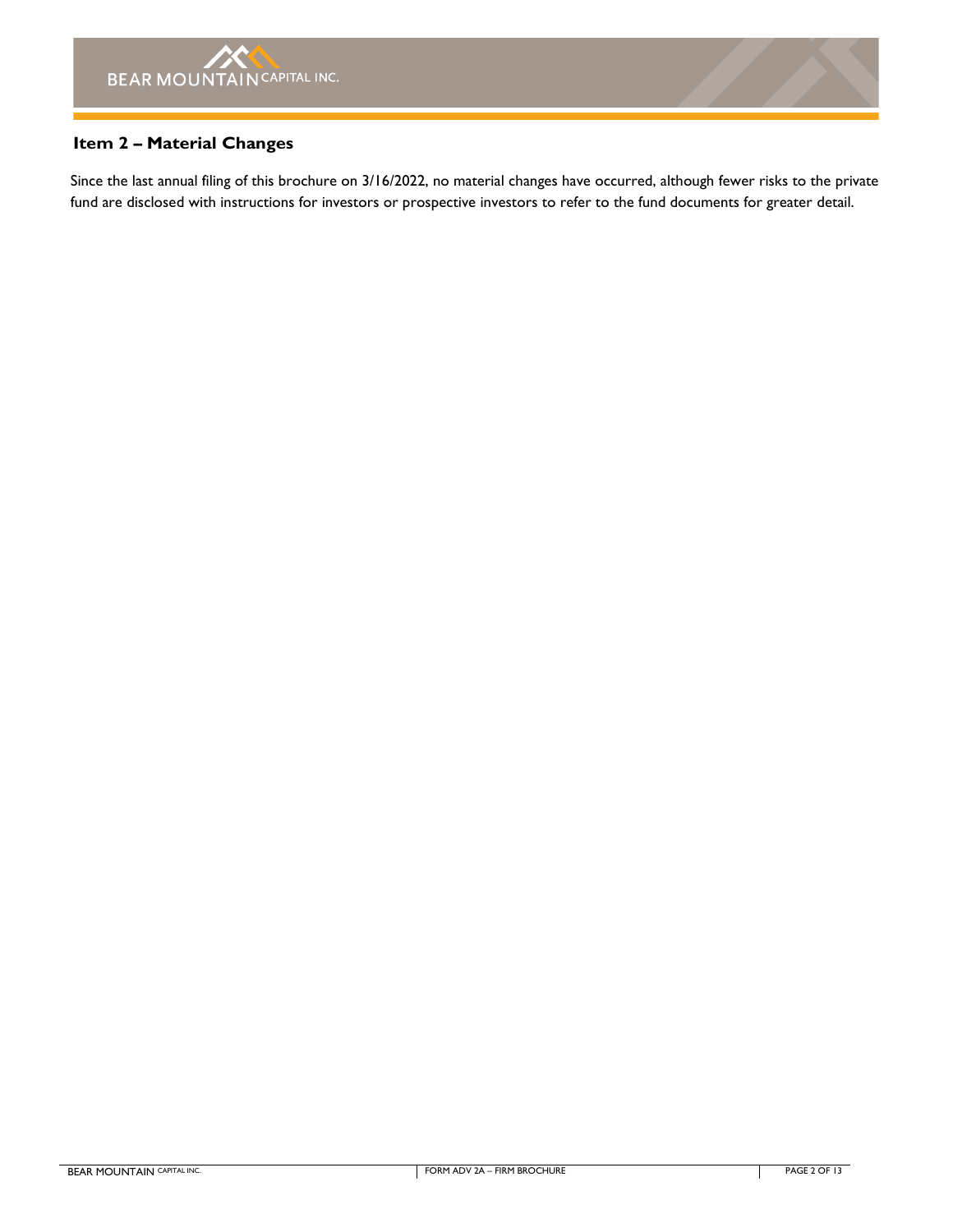## Item 2 – Material Changes

Since the last annual filing of this brochure on 3/16/2022, no material changes have occurred, although fewer risks to the private fund are disclosed with instructions for investors or prospective investors to refer to the fund documents for greater detail.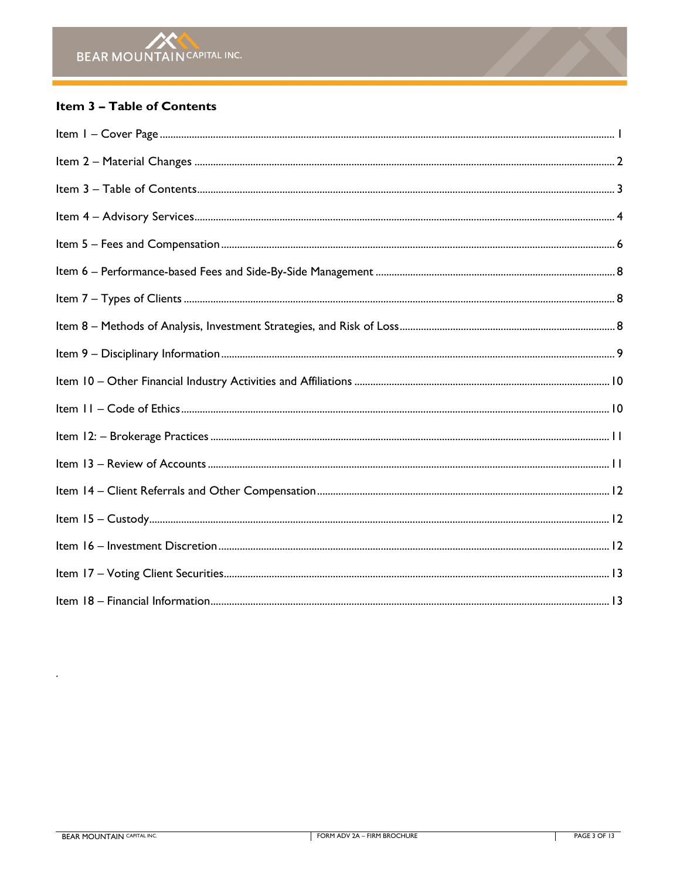## Item 3 – Table of Contents

Item 1 – Cover Page ........ 1

Item 2 – Material Changes ........ 2

Item 3 – Table of Contents ........ 3

Item 4 – Advisory Services ........ 4

Item 5 – Fees and Compensation ........ 6

Item 6 – Performance-based Fees and Side-By-Side Management ........ 8

Item 7 – Types of Clients ........ 8

Item 8 – Methods of Analysis, Investment Strategies, and Risk of Loss ........ 8

Item 9 – Disciplinary Information ........ 9

Item 10 – Other Financial Industry Activities and Affiliations ........ 10

Item 11 – Code of Ethics ........ 10

Item 12: – Brokerage Practices ........ 11

Item 13 – Review of Accounts ........ 11

Item 14 – Client Referrals and Other Compensation ........ 12

Item 15 – Custody ........ 12

Item 16 – Investment Discretion ........ 12

Item 17 – Voting Client Securities ........ 13

Item 18 – Financial Information ........ 13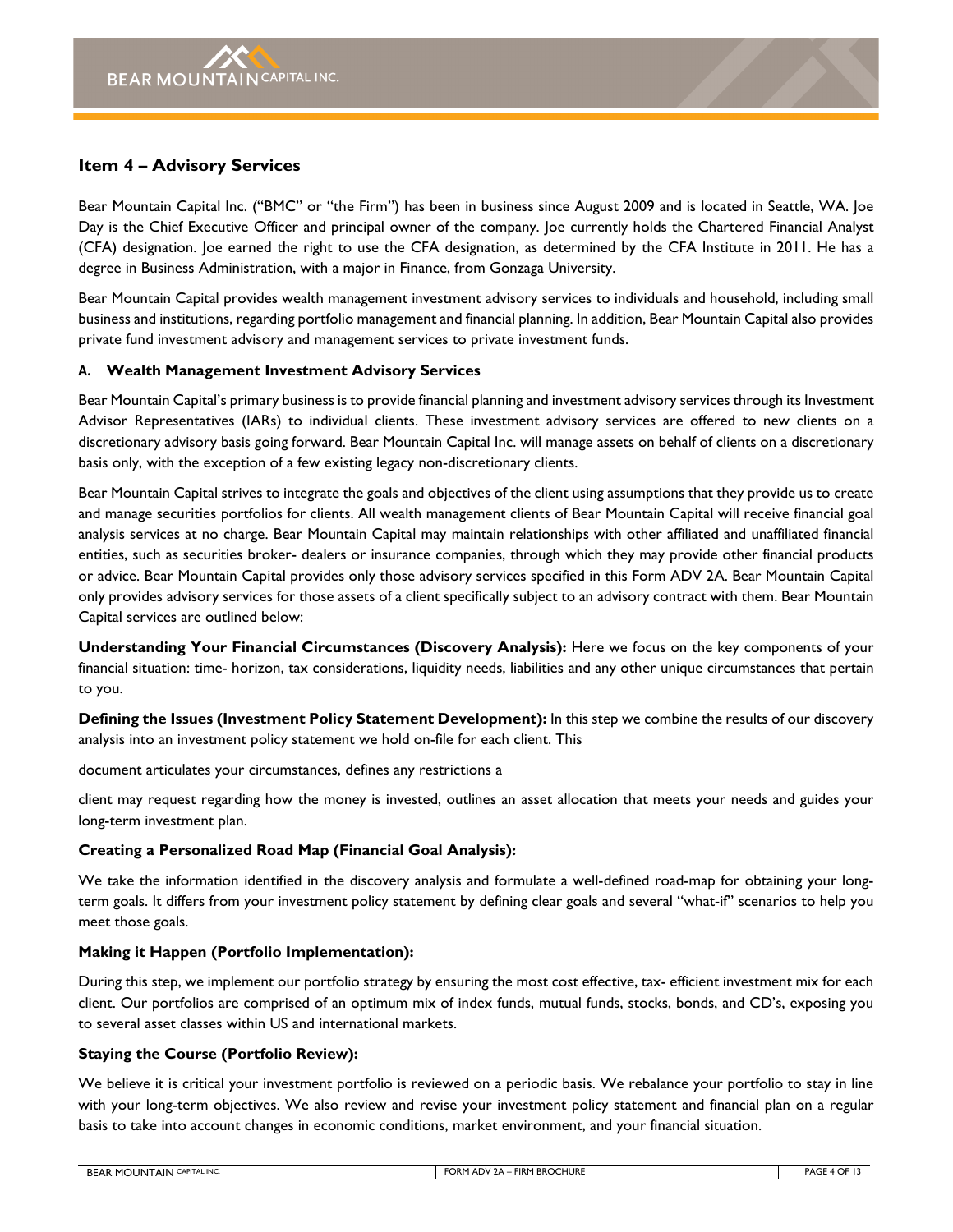## Item 4 – Advisory Services

Bear Mountain Capital Inc. ("BMC" or "the Firm") has been in business since August 2009 and is located in Seattle, WA. Joe Day is the Chief Executive Officer and principal owner of the company. Joe currently holds the Chartered Financial Analyst (CFA) designation. Joe earned the right to use the CFA designation, as determined by the CFA Institute in 2011. He has a degree in Business Administration, with a major in Finance, from Gonzaga University.

Bear Mountain Capital provides wealth management investment advisory services to individuals and household, including small business and institutions, regarding portfolio management and financial planning. In addition, Bear Mountain Capital also provides private fund investment advisory and management services to private investment funds.

### A. Wealth Management Investment Advisory Services

Bear Mountain Capital's primary business is to provide financial planning and investment advisory services through its Investment Advisor Representatives (IARs) to individual clients. These investment advisory services are offered to new clients on a discretionary advisory basis going forward. Bear Mountain Capital Inc. will manage assets on behalf of clients on a discretionary basis only, with the exception of a few existing legacy non-discretionary clients.

Bear Mountain Capital strives to integrate the goals and objectives of the client using assumptions that they provide us to create and manage securities portfolios for clients. All wealth management clients of Bear Mountain Capital will receive financial goal analysis services at no charge. Bear Mountain Capital may maintain relationships with other affiliated and unaffiliated financial entities, such as securities broker- dealers or insurance companies, through which they may provide other financial products or advice. Bear Mountain Capital provides only those advisory services specified in this Form ADV 2A. Bear Mountain Capital only provides advisory services for those assets of a client specifically subject to an advisory contract with them. Bear Mountain Capital services are outlined below:

**Understanding Your Financial Circumstances (Discovery Analysis):** Here we focus on the key components of your financial situation: time- horizon, tax considerations, liquidity needs, liabilities and any other unique circumstances that pertain to you.

**Defining the Issues (Investment Policy Statement Development):** In this step we combine the results of our discovery analysis into an investment policy statement we hold on-file for each client. This

document articulates your circumstances, defines any restrictions a

client may request regarding how the money is invested, outlines an asset allocation that meets your needs and guides your long-term investment plan.

**Creating a Personalized Road Map (Financial Goal Analysis):**

We take the information identified in the discovery analysis and formulate a well-defined road-map for obtaining your long-term goals. It differs from your investment policy statement by defining clear goals and several "what-if" scenarios to help you meet those goals.

**Making it Happen (Portfolio Implementation):**

During this step, we implement our portfolio strategy by ensuring the most cost effective, tax- efficient investment mix for each client. Our portfolios are comprised of an optimum mix of index funds, mutual funds, stocks, bonds, and CD's, exposing you to several asset classes within US and international markets.

**Staying the Course (Portfolio Review):**

We believe it is critical your investment portfolio is reviewed on a periodic basis. We rebalance your portfolio to stay in line with your long-term objectives. We also review and revise your investment policy statement and financial plan on a regular basis to take into account changes in economic conditions, market environment, and your financial situation.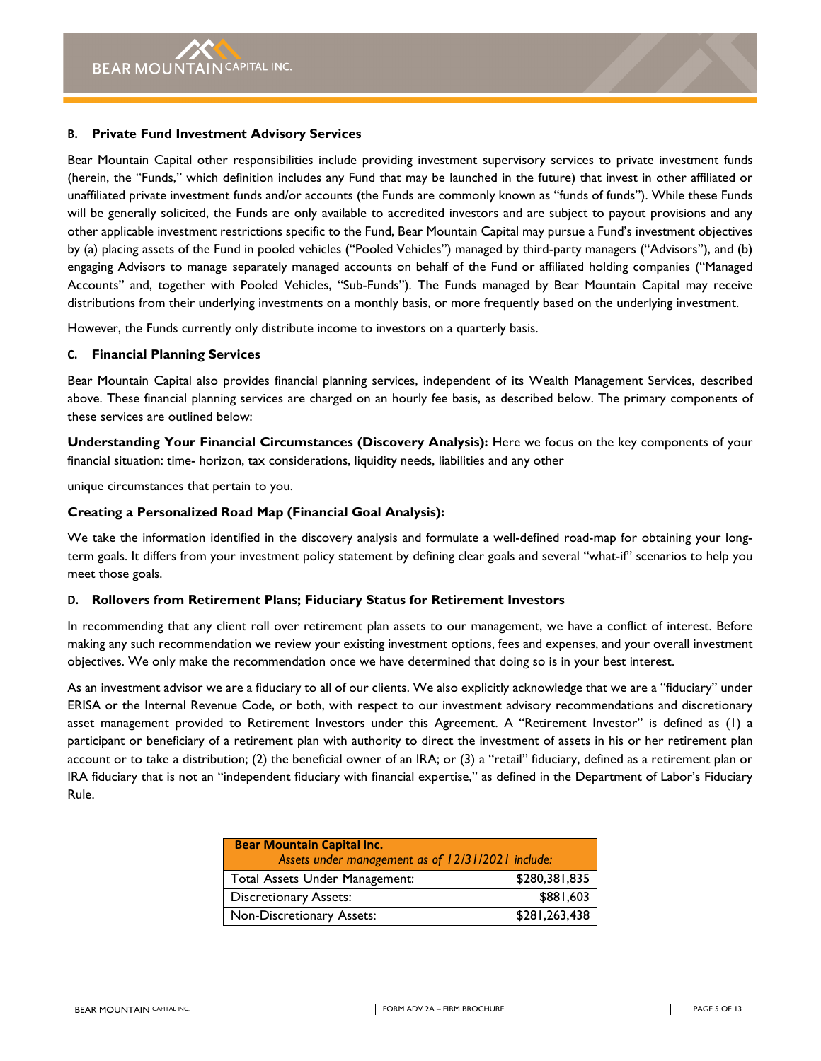### B. Private Fund Investment Advisory Services

Bear Mountain Capital other responsibilities include providing investment supervisory services to private investment funds (herein, the "Funds," which definition includes any Fund that may be launched in the future) that invest in other affiliated or unaffiliated private investment funds and/or accounts (the Funds are commonly known as "funds of funds"). While these Funds will be generally solicited, the Funds are only available to accredited investors and are subject to payout provisions and any other applicable investment restrictions specific to the Fund, Bear Mountain Capital may pursue a Fund's investment objectives by (a) placing assets of the Fund in pooled vehicles ("Pooled Vehicles") managed by third-party managers ("Advisors"), and (b) engaging Advisors to manage separately managed accounts on behalf of the Fund or affiliated holding companies ("Managed Accounts" and, together with Pooled Vehicles, "Sub-Funds"). The Funds managed by Bear Mountain Capital may receive distributions from their underlying investments on a monthly basis, or more frequently based on the underlying investment.

However, the Funds currently only distribute income to investors on a quarterly basis.

### C. Financial Planning Services

Bear Mountain Capital also provides financial planning services, independent of its Wealth Management Services, described above. These financial planning services are charged on an hourly fee basis, as described below. The primary components of these services are outlined below:

**Understanding Your Financial Circumstances (Discovery Analysis):** Here we focus on the key components of your financial situation: time- horizon, tax considerations, liquidity needs, liabilities and any other

unique circumstances that pertain to you.

**Creating a Personalized Road Map (Financial Goal Analysis):**

We take the information identified in the discovery analysis and formulate a well-defined road-map for obtaining your long-term goals. It differs from your investment policy statement by defining clear goals and several "what-if" scenarios to help you meet those goals.

### D. Rollovers from Retirement Plans; Fiduciary Status for Retirement Investors

In recommending that any client roll over retirement plan assets to our management, we have a conflict of interest. Before making any such recommendation we review your existing investment options, fees and expenses, and your overall investment objectives. We only make the recommendation once we have determined that doing so is in your best interest.

As an investment advisor we are a fiduciary to all of our clients. We also explicitly acknowledge that we are a "fiduciary" under ERISA or the Internal Revenue Code, or both, with respect to our investment advisory recommendations and discretionary asset management provided to Retirement Investors under this Agreement. A "Retirement Investor" is defined as (1) a participant or beneficiary of a retirement plan with authority to direct the investment of assets in his or her retirement plan account or to take a distribution; (2) the beneficial owner of an IRA; or (3) a "retail" fiduciary, defined as a retirement plan or IRA fiduciary that is not an "independent fiduciary with financial expertise," as defined in the Department of Labor's Fiduciary Rule.

| **Bear Mountain Capital Inc.** *Assets under management as of 12/31/2021 include:* | |
|---|---|
| Total Assets Under Management: | $280,381,835 |
| Discretionary Assets: | $881,603 |
| Non-Discretionary Assets: | $281,263,438 |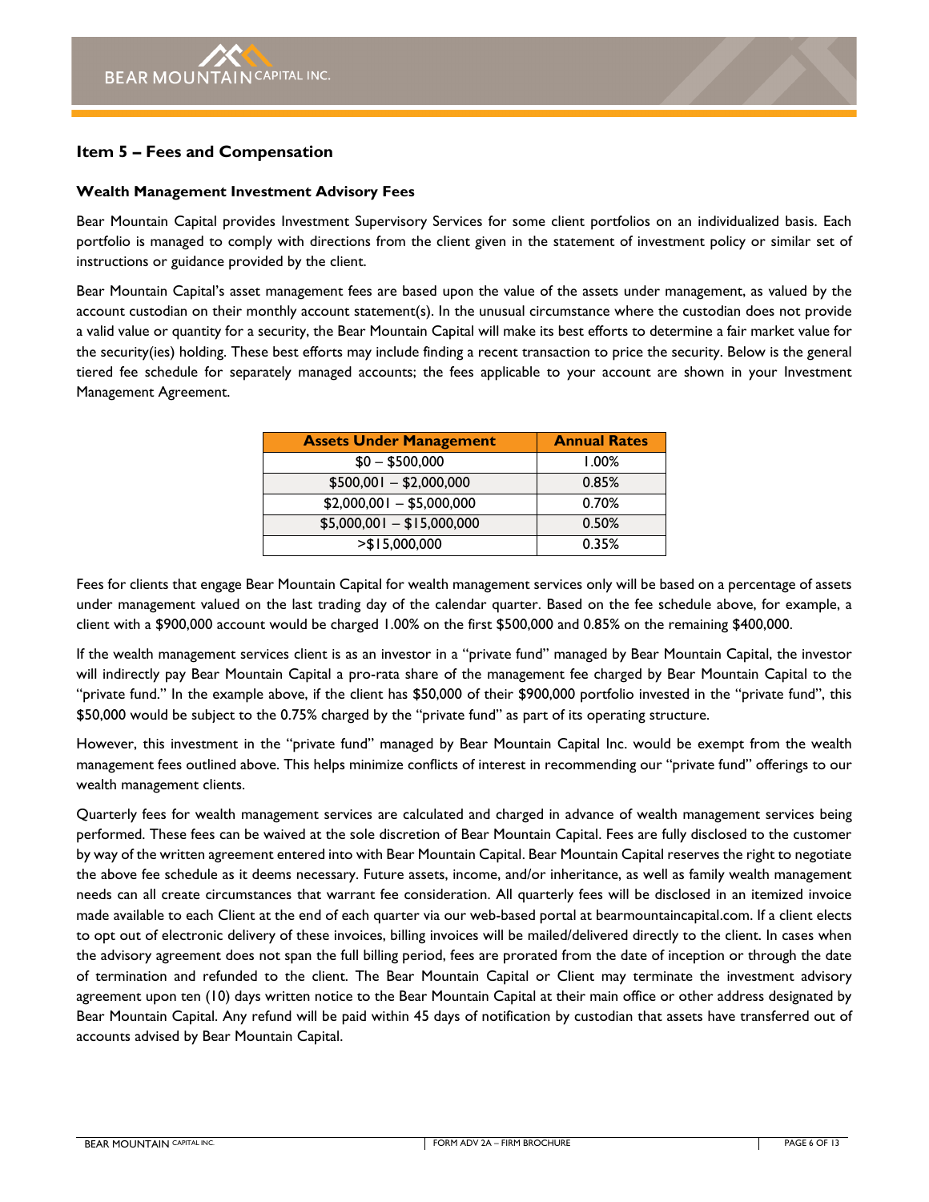## Item 5 – Fees and Compensation

### Wealth Management Investment Advisory Fees

Bear Mountain Capital provides Investment Supervisory Services for some client portfolios on an individualized basis. Each portfolio is managed to comply with directions from the client given in the statement of investment policy or similar set of instructions or guidance provided by the client.

Bear Mountain Capital's asset management fees are based upon the value of the assets under management, as valued by the account custodian on their monthly account statement(s). In the unusual circumstance where the custodian does not provide a valid value or quantity for a security, the Bear Mountain Capital will make its best efforts to determine a fair market value for the security(ies) holding. These best efforts may include finding a recent transaction to price the security. Below is the general tiered fee schedule for separately managed accounts; the fees applicable to your account are shown in your Investment Management Agreement.

| Assets Under Management | Annual Rates |
|---|---|
| $0 – $500,000 | 1.00% |
| $500,001 – $2,000,000 | 0.85% |
| $2,000,001 – $5,000,000 | 0.70% |
| $5,000,001 – $15,000,000 | 0.50% |
| >$15,000,000 | 0.35% |

Fees for clients that engage Bear Mountain Capital for wealth management services only will be based on a percentage of assets under management valued on the last trading day of the calendar quarter. Based on the fee schedule above, for example, a client with a $900,000 account would be charged 1.00% on the first $500,000 and 0.85% on the remaining $400,000.

If the wealth management services client is as an investor in a "private fund" managed by Bear Mountain Capital, the investor will indirectly pay Bear Mountain Capital a pro-rata share of the management fee charged by Bear Mountain Capital to the "private fund." In the example above, if the client has $50,000 of their $900,000 portfolio invested in the "private fund", this $50,000 would be subject to the 0.75% charged by the "private fund" as part of its operating structure.

However, this investment in the "private fund" managed by Bear Mountain Capital Inc. would be exempt from the wealth management fees outlined above. This helps minimize conflicts of interest in recommending our "private fund" offerings to our wealth management clients.

Quarterly fees for wealth management services are calculated and charged in advance of wealth management services being performed. These fees can be waived at the sole discretion of Bear Mountain Capital. Fees are fully disclosed to the customer by way of the written agreement entered into with Bear Mountain Capital. Bear Mountain Capital reserves the right to negotiate the above fee schedule as it deems necessary. Future assets, income, and/or inheritance, as well as family wealth management needs can all create circumstances that warrant fee consideration. All quarterly fees will be disclosed in an itemized invoice made available to each Client at the end of each quarter via our web-based portal at bearmountaincapital.com. If a client elects to opt out of electronic delivery of these invoices, billing invoices will be mailed/delivered directly to the client. In cases when the advisory agreement does not span the full billing period, fees are prorated from the date of inception or through the date of termination and refunded to the client. The Bear Mountain Capital or Client may terminate the investment advisory agreement upon ten (10) days written notice to the Bear Mountain Capital at their main office or other address designated by Bear Mountain Capital. Any refund will be paid within 45 days of notification by custodian that assets have transferred out of accounts advised by Bear Mountain Capital.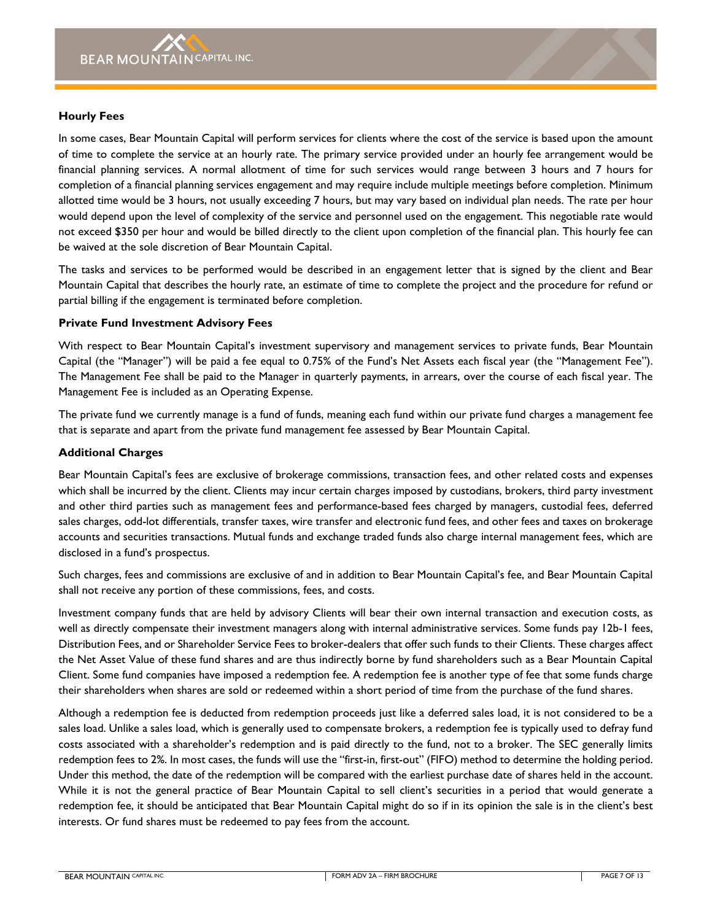### Hourly Fees

In some cases, Bear Mountain Capital will perform services for clients where the cost of the service is based upon the amount of time to complete the service at an hourly rate. The primary service provided under an hourly fee arrangement would be financial planning services. A normal allotment of time for such services would range between 3 hours and 7 hours for completion of a financial planning services engagement and may require include multiple meetings before completion. Minimum allotted time would be 3 hours, not usually exceeding 7 hours, but may vary based on individual plan needs. The rate per hour would depend upon the level of complexity of the service and personnel used on the engagement. This negotiable rate would not exceed $350 per hour and would be billed directly to the client upon completion of the financial plan. This hourly fee can be waived at the sole discretion of Bear Mountain Capital.

The tasks and services to be performed would be described in an engagement letter that is signed by the client and Bear Mountain Capital that describes the hourly rate, an estimate of time to complete the project and the procedure for refund or partial billing if the engagement is terminated before completion.

### Private Fund Investment Advisory Fees

With respect to Bear Mountain Capital's investment supervisory and management services to private funds, Bear Mountain Capital (the "Manager") will be paid a fee equal to 0.75% of the Fund's Net Assets each fiscal year (the "Management Fee"). The Management Fee shall be paid to the Manager in quarterly payments, in arrears, over the course of each fiscal year. The Management Fee is included as an Operating Expense.

The private fund we currently manage is a fund of funds, meaning each fund within our private fund charges a management fee that is separate and apart from the private fund management fee assessed by Bear Mountain Capital.

### Additional Charges

Bear Mountain Capital's fees are exclusive of brokerage commissions, transaction fees, and other related costs and expenses which shall be incurred by the client. Clients may incur certain charges imposed by custodians, brokers, third party investment and other third parties such as management fees and performance-based fees charged by managers, custodial fees, deferred sales charges, odd-lot differentials, transfer taxes, wire transfer and electronic fund fees, and other fees and taxes on brokerage accounts and securities transactions. Mutual funds and exchange traded funds also charge internal management fees, which are disclosed in a fund's prospectus.

Such charges, fees and commissions are exclusive of and in addition to Bear Mountain Capital's fee, and Bear Mountain Capital shall not receive any portion of these commissions, fees, and costs.

Investment company funds that are held by advisory Clients will bear their own internal transaction and execution costs, as well as directly compensate their investment managers along with internal administrative services. Some funds pay 12b-1 fees, Distribution Fees, and or Shareholder Service Fees to broker-dealers that offer such funds to their Clients. These charges affect the Net Asset Value of these fund shares and are thus indirectly borne by fund shareholders such as a Bear Mountain Capital Client. Some fund companies have imposed a redemption fee. A redemption fee is another type of fee that some funds charge their shareholders when shares are sold or redeemed within a short period of time from the purchase of the fund shares.

Although a redemption fee is deducted from redemption proceeds just like a deferred sales load, it is not considered to be a sales load. Unlike a sales load, which is generally used to compensate brokers, a redemption fee is typically used to defray fund costs associated with a shareholder's redemption and is paid directly to the fund, not to a broker. The SEC generally limits redemption fees to 2%. In most cases, the funds will use the "first-in, first-out" (FIFO) method to determine the holding period. Under this method, the date of the redemption will be compared with the earliest purchase date of shares held in the account. While it is not the general practice of Bear Mountain Capital to sell client's securities in a period that would generate a redemption fee, it should be anticipated that Bear Mountain Capital might do so if in its opinion the sale is in the client's best interests. Or fund shares must be redeemed to pay fees from the account.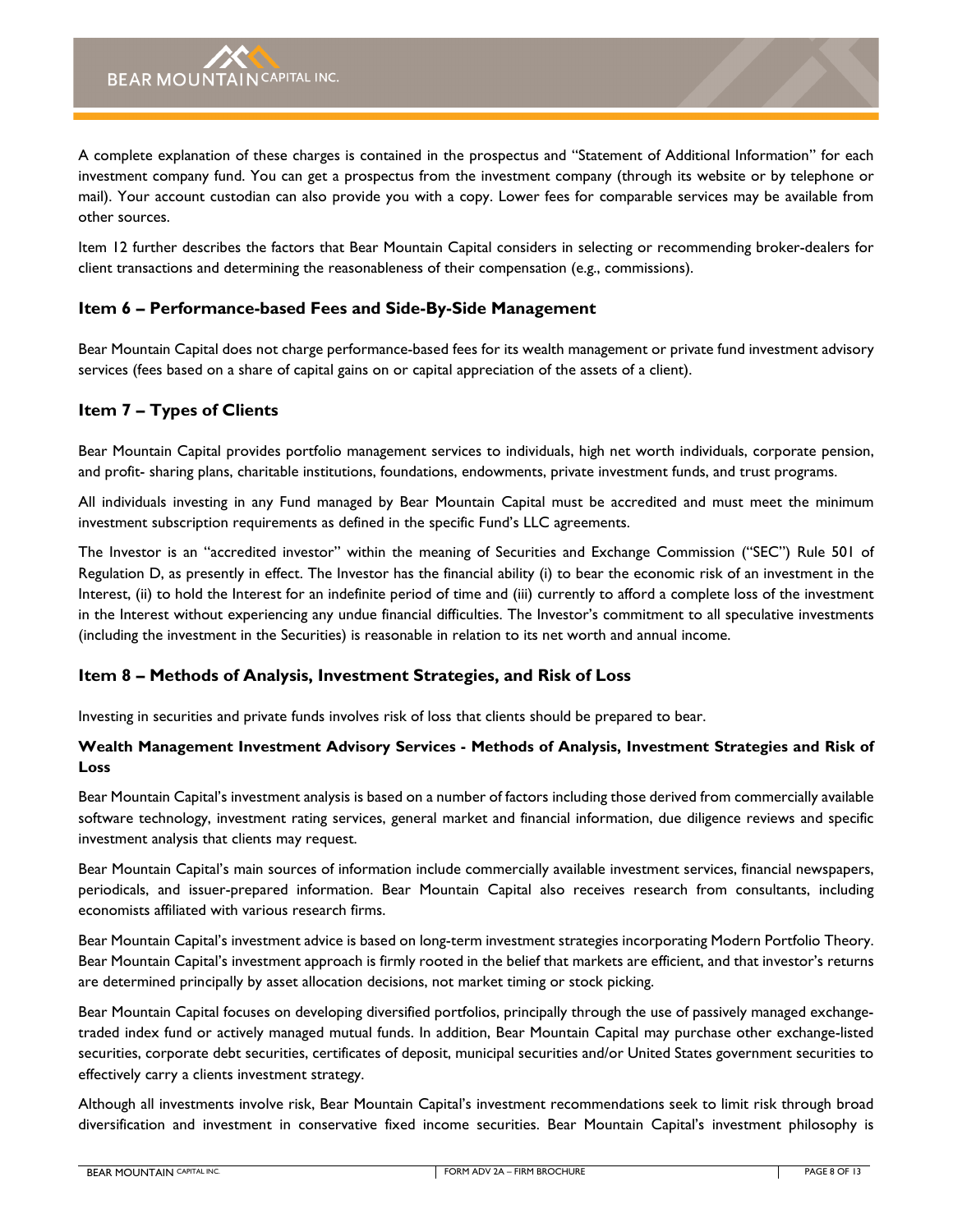A complete explanation of these charges is contained in the prospectus and "Statement of Additional Information" for each investment company fund. You can get a prospectus from the investment company (through its website or by telephone or mail). Your account custodian can also provide you with a copy. Lower fees for comparable services may be available from other sources.

Item 12 further describes the factors that Bear Mountain Capital considers in selecting or recommending broker-dealers for client transactions and determining the reasonableness of their compensation (e.g., commissions).

## Item 6 – Performance-based Fees and Side-By-Side Management

Bear Mountain Capital does not charge performance-based fees for its wealth management or private fund investment advisory services (fees based on a share of capital gains on or capital appreciation of the assets of a client).

## Item 7 – Types of Clients

Bear Mountain Capital provides portfolio management services to individuals, high net worth individuals, corporate pension, and profit- sharing plans, charitable institutions, foundations, endowments, private investment funds, and trust programs.

All individuals investing in any Fund managed by Bear Mountain Capital must be accredited and must meet the minimum investment subscription requirements as defined in the specific Fund's LLC agreements.

The Investor is an "accredited investor" within the meaning of Securities and Exchange Commission ("SEC") Rule 501 of Regulation D, as presently in effect. The Investor has the financial ability (i) to bear the economic risk of an investment in the Interest, (ii) to hold the Interest for an indefinite period of time and (iii) currently to afford a complete loss of the investment in the Interest without experiencing any undue financial difficulties. The Investor's commitment to all speculative investments (including the investment in the Securities) is reasonable in relation to its net worth and annual income.

## Item 8 – Methods of Analysis, Investment Strategies, and Risk of Loss

Investing in securities and private funds involves risk of loss that clients should be prepared to bear.

### Wealth Management Investment Advisory Services - Methods of Analysis, Investment Strategies and Risk of Loss

Bear Mountain Capital's investment analysis is based on a number of factors including those derived from commercially available software technology, investment rating services, general market and financial information, due diligence reviews and specific investment analysis that clients may request.

Bear Mountain Capital's main sources of information include commercially available investment services, financial newspapers, periodicals, and issuer-prepared information. Bear Mountain Capital also receives research from consultants, including economists affiliated with various research firms.

Bear Mountain Capital's investment advice is based on long-term investment strategies incorporating Modern Portfolio Theory. Bear Mountain Capital's investment approach is firmly rooted in the belief that markets are efficient, and that investor's returns are determined principally by asset allocation decisions, not market timing or stock picking.

Bear Mountain Capital focuses on developing diversified portfolios, principally through the use of passively managed exchange-traded index fund or actively managed mutual funds. In addition, Bear Mountain Capital may purchase other exchange-listed securities, corporate debt securities, certificates of deposit, municipal securities and/or United States government securities to effectively carry a clients investment strategy.

Although all investments involve risk, Bear Mountain Capital's investment recommendations seek to limit risk through broad diversification and investment in conservative fixed income securities. Bear Mountain Capital's investment philosophy is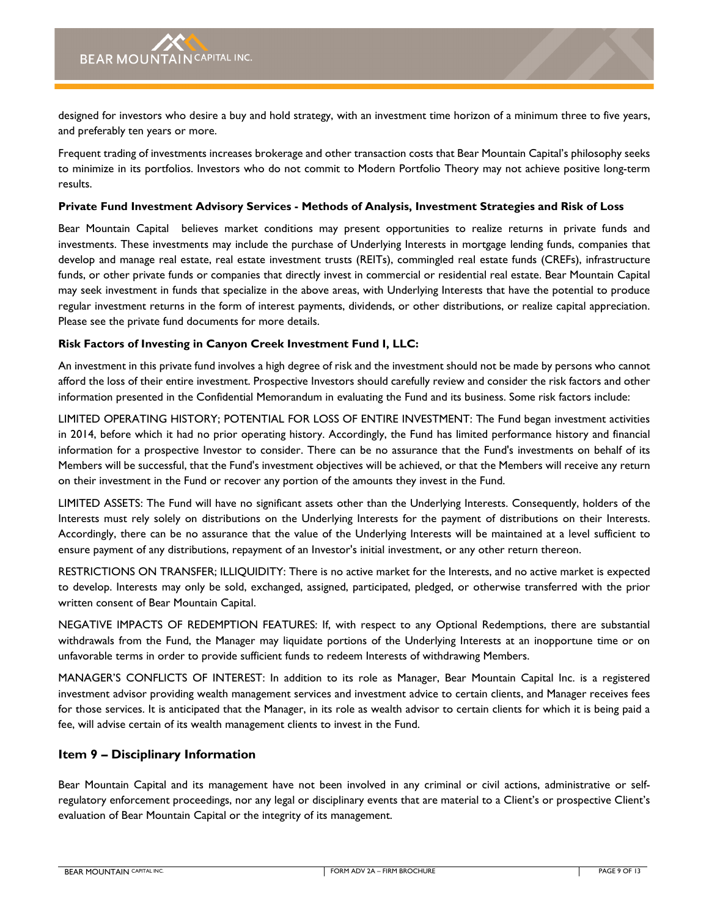designed for investors who desire a buy and hold strategy, with an investment time horizon of a minimum three to five years, and preferably ten years or more.

Frequent trading of investments increases brokerage and other transaction costs that Bear Mountain Capital's philosophy seeks to minimize in its portfolios. Investors who do not commit to Modern Portfolio Theory may not achieve positive long-term results.

**Private Fund Investment Advisory Services - Methods of Analysis, Investment Strategies and Risk of Loss**

Bear Mountain Capital believes market conditions may present opportunities to realize returns in private funds and investments. These investments may include the purchase of Underlying Interests in mortgage lending funds, companies that develop and manage real estate, real estate investment trusts (REITs), commingled real estate funds (CREFs), infrastructure funds, or other private funds or companies that directly invest in commercial or residential real estate. Bear Mountain Capital may seek investment in funds that specialize in the above areas, with Underlying Interests that have the potential to produce regular investment returns in the form of interest payments, dividends, or other distributions, or realize capital appreciation. Please see the private fund documents for more details.

**Risk Factors of Investing in Canyon Creek Investment Fund I, LLC:**

An investment in this private fund involves a high degree of risk and the investment should not be made by persons who cannot afford the loss of their entire investment. Prospective Investors should carefully review and consider the risk factors and other information presented in the Confidential Memorandum in evaluating the Fund and its business. Some risk factors include:

LIMITED OPERATING HISTORY; POTENTIAL FOR LOSS OF ENTIRE INVESTMENT: The Fund began investment activities in 2014, before which it had no prior operating history. Accordingly, the Fund has limited performance history and financial information for a prospective Investor to consider. There can be no assurance that the Fund's investments on behalf of its Members will be successful, that the Fund's investment objectives will be achieved, or that the Members will receive any return on their investment in the Fund or recover any portion of the amounts they invest in the Fund.

LIMITED ASSETS: The Fund will have no significant assets other than the Underlying Interests. Consequently, holders of the Interests must rely solely on distributions on the Underlying Interests for the payment of distributions on their Interests. Accordingly, there can be no assurance that the value of the Underlying Interests will be maintained at a level sufficient to ensure payment of any distributions, repayment of an Investor's initial investment, or any other return thereon.

RESTRICTIONS ON TRANSFER; ILLIQUIDITY: There is no active market for the Interests, and no active market is expected to develop. Interests may only be sold, exchanged, assigned, participated, pledged, or otherwise transferred with the prior written consent of Bear Mountain Capital.

NEGATIVE IMPACTS OF REDEMPTION FEATURES: If, with respect to any Optional Redemptions, there are substantial withdrawals from the Fund, the Manager may liquidate portions of the Underlying Interests at an inopportune time or on unfavorable terms in order to provide sufficient funds to redeem Interests of withdrawing Members.

MANAGER'S CONFLICTS OF INTEREST: In addition to its role as Manager, Bear Mountain Capital Inc. is a registered investment advisor providing wealth management services and investment advice to certain clients, and Manager receives fees for those services. It is anticipated that the Manager, in its role as wealth advisor to certain clients for which it is being paid a fee, will advise certain of its wealth management clients to invest in the Fund.

## Item 9 – Disciplinary Information

Bear Mountain Capital and its management have not been involved in any criminal or civil actions, administrative or self-regulatory enforcement proceedings, nor any legal or disciplinary events that are material to a Client's or prospective Client's evaluation of Bear Mountain Capital or the integrity of its management.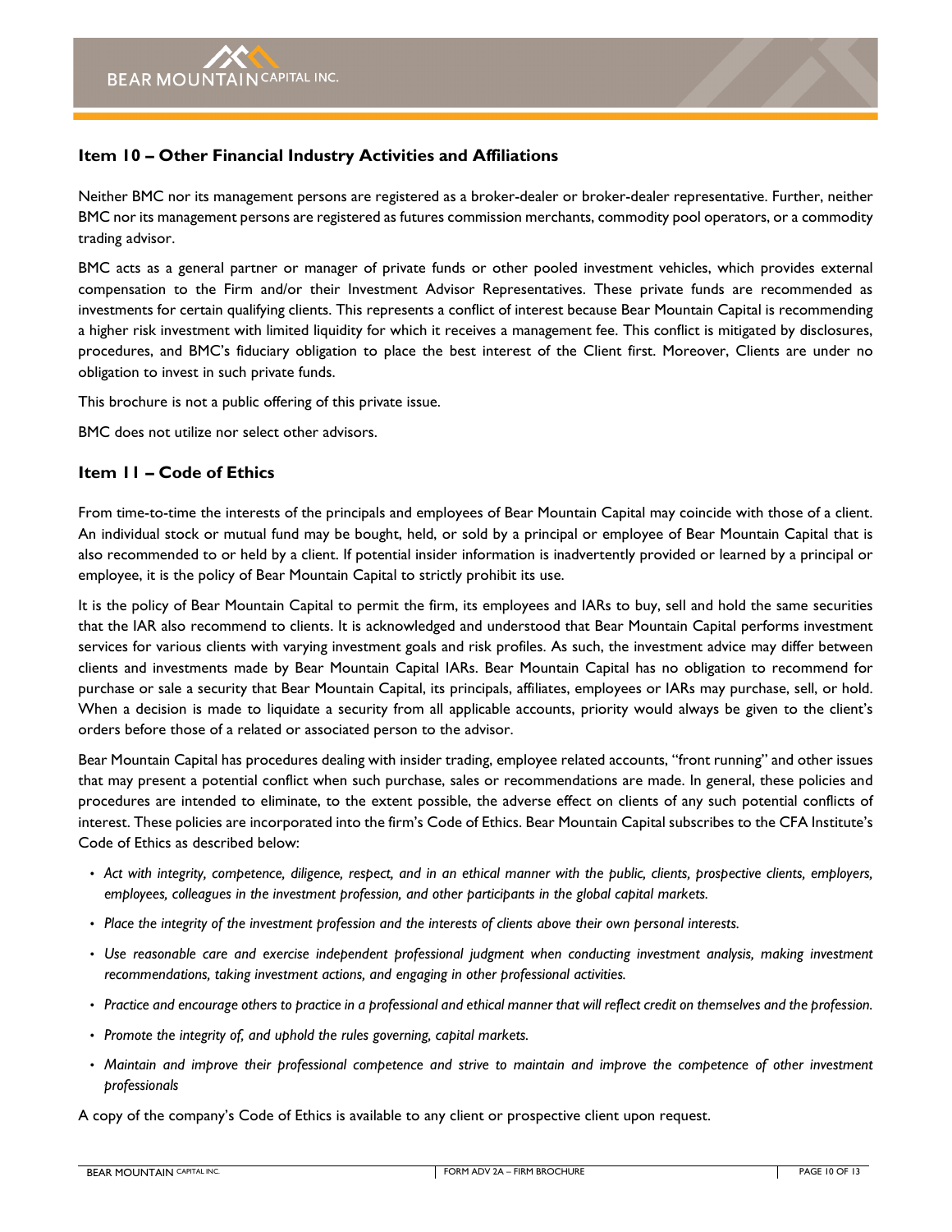## Item 10 – Other Financial Industry Activities and Affiliations

Neither BMC nor its management persons are registered as a broker-dealer or broker-dealer representative. Further, neither BMC nor its management persons are registered as futures commission merchants, commodity pool operators, or a commodity trading advisor.

BMC acts as a general partner or manager of private funds or other pooled investment vehicles, which provides external compensation to the Firm and/or their Investment Advisor Representatives. These private funds are recommended as investments for certain qualifying clients. This represents a conflict of interest because Bear Mountain Capital is recommending a higher risk investment with limited liquidity for which it receives a management fee. This conflict is mitigated by disclosures, procedures, and BMC's fiduciary obligation to place the best interest of the Client first. Moreover, Clients are under no obligation to invest in such private funds.

This brochure is not a public offering of this private issue.

BMC does not utilize nor select other advisors.

## Item 11 – Code of Ethics

From time-to-time the interests of the principals and employees of Bear Mountain Capital may coincide with those of a client. An individual stock or mutual fund may be bought, held, or sold by a principal or employee of Bear Mountain Capital that is also recommended to or held by a client. If potential insider information is inadvertently provided or learned by a principal or employee, it is the policy of Bear Mountain Capital to strictly prohibit its use.

It is the policy of Bear Mountain Capital to permit the firm, its employees and IARs to buy, sell and hold the same securities that the IAR also recommend to clients. It is acknowledged and understood that Bear Mountain Capital performs investment services for various clients with varying investment goals and risk profiles. As such, the investment advice may differ between clients and investments made by Bear Mountain Capital IARs. Bear Mountain Capital has no obligation to recommend for purchase or sale a security that Bear Mountain Capital, its principals, affiliates, employees or IARs may purchase, sell, or hold. When a decision is made to liquidate a security from all applicable accounts, priority would always be given to the client's orders before those of a related or associated person to the advisor.

Bear Mountain Capital has procedures dealing with insider trading, employee related accounts, "front running" and other issues that may present a potential conflict when such purchase, sales or recommendations are made. In general, these policies and procedures are intended to eliminate, to the extent possible, the adverse effect on clients of any such potential conflicts of interest. These policies are incorporated into the firm's Code of Ethics. Bear Mountain Capital subscribes to the CFA Institute's Code of Ethics as described below:

- *Act with integrity, competence, diligence, respect, and in an ethical manner with the public, clients, prospective clients, employers, employees, colleagues in the investment profession, and other participants in the global capital markets.*
- *Place the integrity of the investment profession and the interests of clients above their own personal interests.*
- *Use reasonable care and exercise independent professional judgment when conducting investment analysis, making investment recommendations, taking investment actions, and engaging in other professional activities.*
- *Practice and encourage others to practice in a professional and ethical manner that will reflect credit on themselves and the profession.*
- *Promote the integrity of, and uphold the rules governing, capital markets.*
- *Maintain and improve their professional competence and strive to maintain and improve the competence of other investment professionals*

A copy of the company's Code of Ethics is available to any client or prospective client upon request.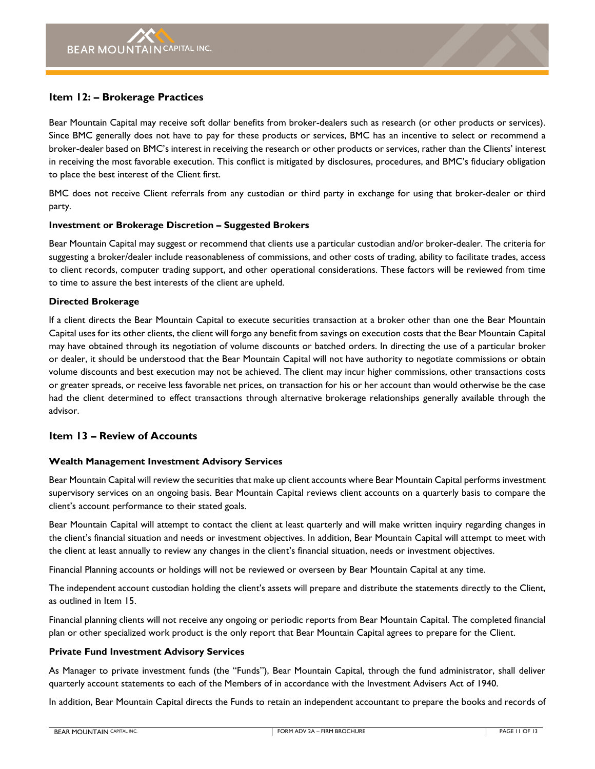## Item 12: – Brokerage Practices

Bear Mountain Capital may receive soft dollar benefits from broker-dealers such as research (or other products or services). Since BMC generally does not have to pay for these products or services, BMC has an incentive to select or recommend a broker-dealer based on BMC's interest in receiving the research or other products or services, rather than the Clients' interest in receiving the most favorable execution. This conflict is mitigated by disclosures, procedures, and BMC's fiduciary obligation to place the best interest of the Client first.

BMC does not receive Client referrals from any custodian or third party in exchange for using that broker-dealer or third party.

### Investment or Brokerage Discretion – Suggested Brokers

Bear Mountain Capital may suggest or recommend that clients use a particular custodian and/or broker-dealer. The criteria for suggesting a broker/dealer include reasonableness of commissions, and other costs of trading, ability to facilitate trades, access to client records, computer trading support, and other operational considerations. These factors will be reviewed from time to time to assure the best interests of the client are upheld.

### Directed Brokerage

If a client directs the Bear Mountain Capital to execute securities transaction at a broker other than one the Bear Mountain Capital uses for its other clients, the client will forgo any benefit from savings on execution costs that the Bear Mountain Capital may have obtained through its negotiation of volume discounts or batched orders. In directing the use of a particular broker or dealer, it should be understood that the Bear Mountain Capital will not have authority to negotiate commissions or obtain volume discounts and best execution may not be achieved. The client may incur higher commissions, other transactions costs or greater spreads, or receive less favorable net prices, on transaction for his or her account than would otherwise be the case had the client determined to effect transactions through alternative brokerage relationships generally available through the advisor.

## Item 13 – Review of Accounts

### Wealth Management Investment Advisory Services

Bear Mountain Capital will review the securities that make up client accounts where Bear Mountain Capital performs investment supervisory services on an ongoing basis. Bear Mountain Capital reviews client accounts on a quarterly basis to compare the client's account performance to their stated goals.

Bear Mountain Capital will attempt to contact the client at least quarterly and will make written inquiry regarding changes in the client's financial situation and needs or investment objectives. In addition, Bear Mountain Capital will attempt to meet with the client at least annually to review any changes in the client's financial situation, needs or investment objectives.

Financial Planning accounts or holdings will not be reviewed or overseen by Bear Mountain Capital at any time.

The independent account custodian holding the client's assets will prepare and distribute the statements directly to the Client, as outlined in Item 15.

Financial planning clients will not receive any ongoing or periodic reports from Bear Mountain Capital. The completed financial plan or other specialized work product is the only report that Bear Mountain Capital agrees to prepare for the Client.

### Private Fund Investment Advisory Services

As Manager to private investment funds (the "Funds"), Bear Mountain Capital, through the fund administrator, shall deliver quarterly account statements to each of the Members of in accordance with the Investment Advisers Act of 1940.

In addition, Bear Mountain Capital directs the Funds to retain an independent accountant to prepare the books and records of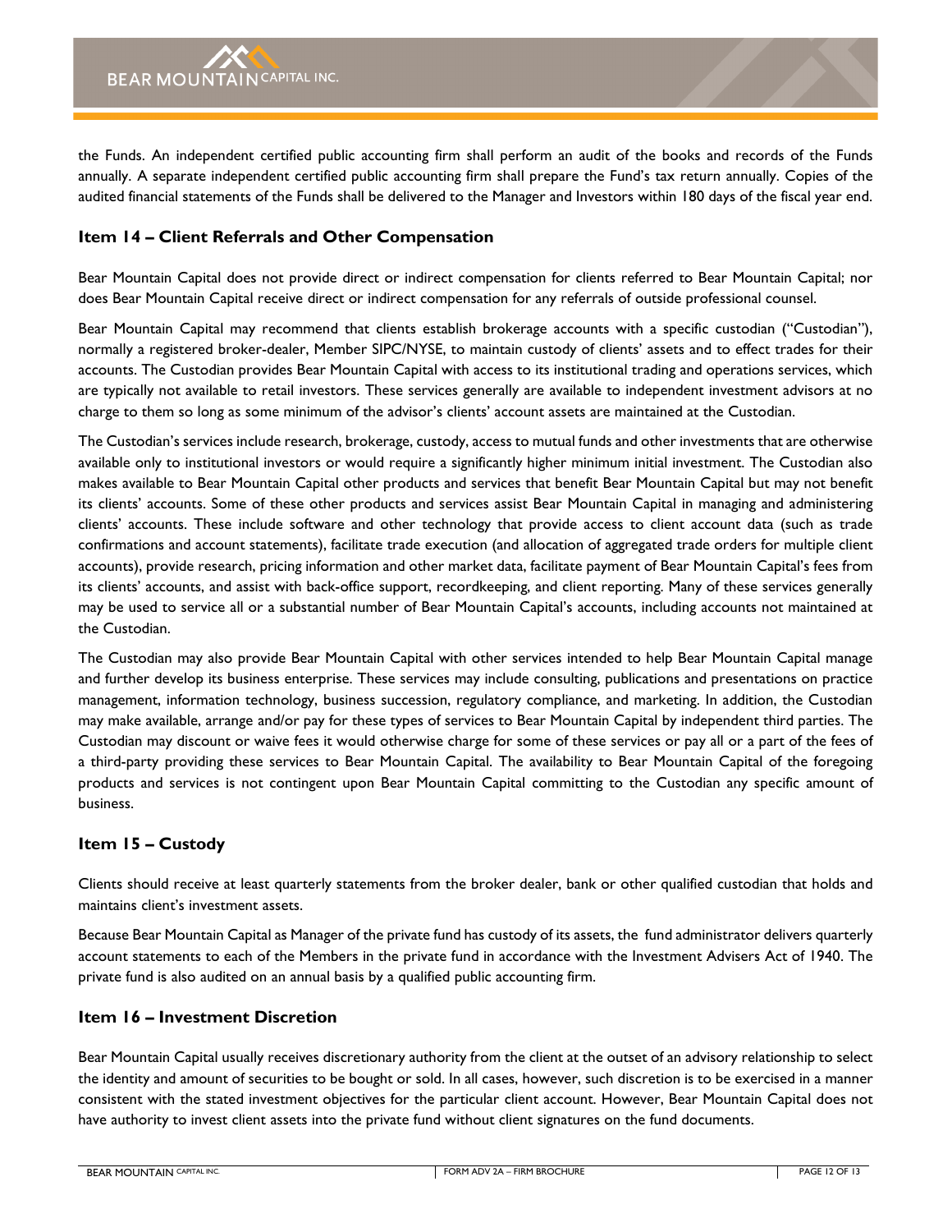the Funds. An independent certified public accounting firm shall perform an audit of the books and records of the Funds annually. A separate independent certified public accounting firm shall prepare the Fund's tax return annually. Copies of the audited financial statements of the Funds shall be delivered to the Manager and Investors within 180 days of the fiscal year end.

## Item 14 – Client Referrals and Other Compensation

Bear Mountain Capital does not provide direct or indirect compensation for clients referred to Bear Mountain Capital; nor does Bear Mountain Capital receive direct or indirect compensation for any referrals of outside professional counsel.

Bear Mountain Capital may recommend that clients establish brokerage accounts with a specific custodian ("Custodian"), normally a registered broker-dealer, Member SIPC/NYSE, to maintain custody of clients' assets and to effect trades for their accounts. The Custodian provides Bear Mountain Capital with access to its institutional trading and operations services, which are typically not available to retail investors. These services generally are available to independent investment advisors at no charge to them so long as some minimum of the advisor's clients' account assets are maintained at the Custodian.

The Custodian's services include research, brokerage, custody, access to mutual funds and other investments that are otherwise available only to institutional investors or would require a significantly higher minimum initial investment. The Custodian also makes available to Bear Mountain Capital other products and services that benefit Bear Mountain Capital but may not benefit its clients' accounts. Some of these other products and services assist Bear Mountain Capital in managing and administering clients' accounts. These include software and other technology that provide access to client account data (such as trade confirmations and account statements), facilitate trade execution (and allocation of aggregated trade orders for multiple client accounts), provide research, pricing information and other market data, facilitate payment of Bear Mountain Capital's fees from its clients' accounts, and assist with back-office support, recordkeeping, and client reporting. Many of these services generally may be used to service all or a substantial number of Bear Mountain Capital's accounts, including accounts not maintained at the Custodian.

The Custodian may also provide Bear Mountain Capital with other services intended to help Bear Mountain Capital manage and further develop its business enterprise. These services may include consulting, publications and presentations on practice management, information technology, business succession, regulatory compliance, and marketing. In addition, the Custodian may make available, arrange and/or pay for these types of services to Bear Mountain Capital by independent third parties. The Custodian may discount or waive fees it would otherwise charge for some of these services or pay all or a part of the fees of a third-party providing these services to Bear Mountain Capital. The availability to Bear Mountain Capital of the foregoing products and services is not contingent upon Bear Mountain Capital committing to the Custodian any specific amount of business.

## Item 15 – Custody

Clients should receive at least quarterly statements from the broker dealer, bank or other qualified custodian that holds and maintains client's investment assets.

Because Bear Mountain Capital as Manager of the private fund has custody of its assets, the fund administrator delivers quarterly account statements to each of the Members in the private fund in accordance with the Investment Advisers Act of 1940. The private fund is also audited on an annual basis by a qualified public accounting firm.

## Item 16 – Investment Discretion

Bear Mountain Capital usually receives discretionary authority from the client at the outset of an advisory relationship to select the identity and amount of securities to be bought or sold. In all cases, however, such discretion is to be exercised in a manner consistent with the stated investment objectives for the particular client account. However, Bear Mountain Capital does not have authority to invest client assets into the private fund without client signatures on the fund documents.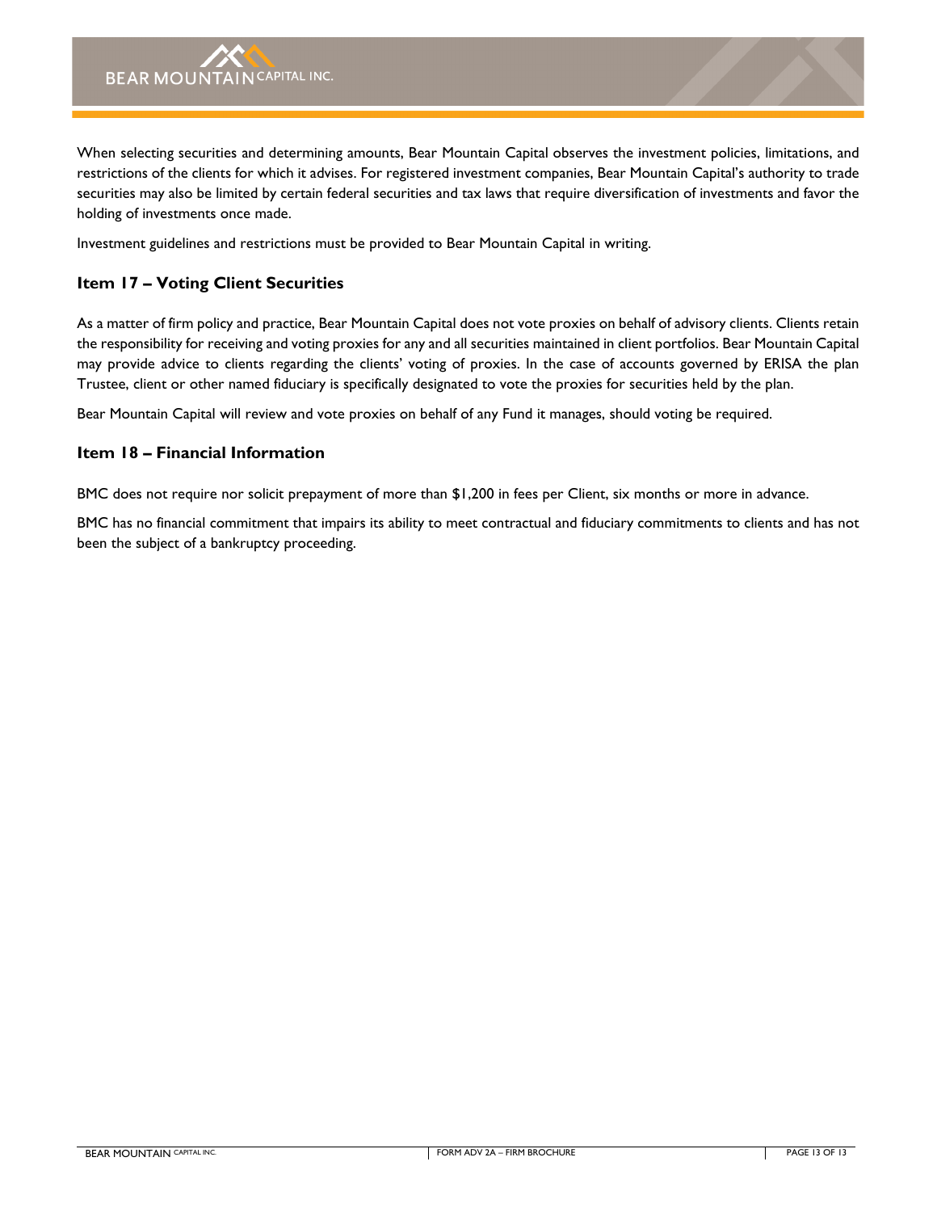When selecting securities and determining amounts, Bear Mountain Capital observes the investment policies, limitations, and restrictions of the clients for which it advises. For registered investment companies, Bear Mountain Capital's authority to trade securities may also be limited by certain federal securities and tax laws that require diversification of investments and favor the holding of investments once made.

Investment guidelines and restrictions must be provided to Bear Mountain Capital in writing.

## Item 17 – Voting Client Securities

As a matter of firm policy and practice, Bear Mountain Capital does not vote proxies on behalf of advisory clients. Clients retain the responsibility for receiving and voting proxies for any and all securities maintained in client portfolios. Bear Mountain Capital may provide advice to clients regarding the clients' voting of proxies. In the case of accounts governed by ERISA the plan Trustee, client or other named fiduciary is specifically designated to vote the proxies for securities held by the plan.

Bear Mountain Capital will review and vote proxies on behalf of any Fund it manages, should voting be required.

## Item 18 – Financial Information

BMC does not require nor solicit prepayment of more than $1,200 in fees per Client, six months or more in advance.

BMC has no financial commitment that impairs its ability to meet contractual and fiduciary commitments to clients and has not been the subject of a bankruptcy proceeding.